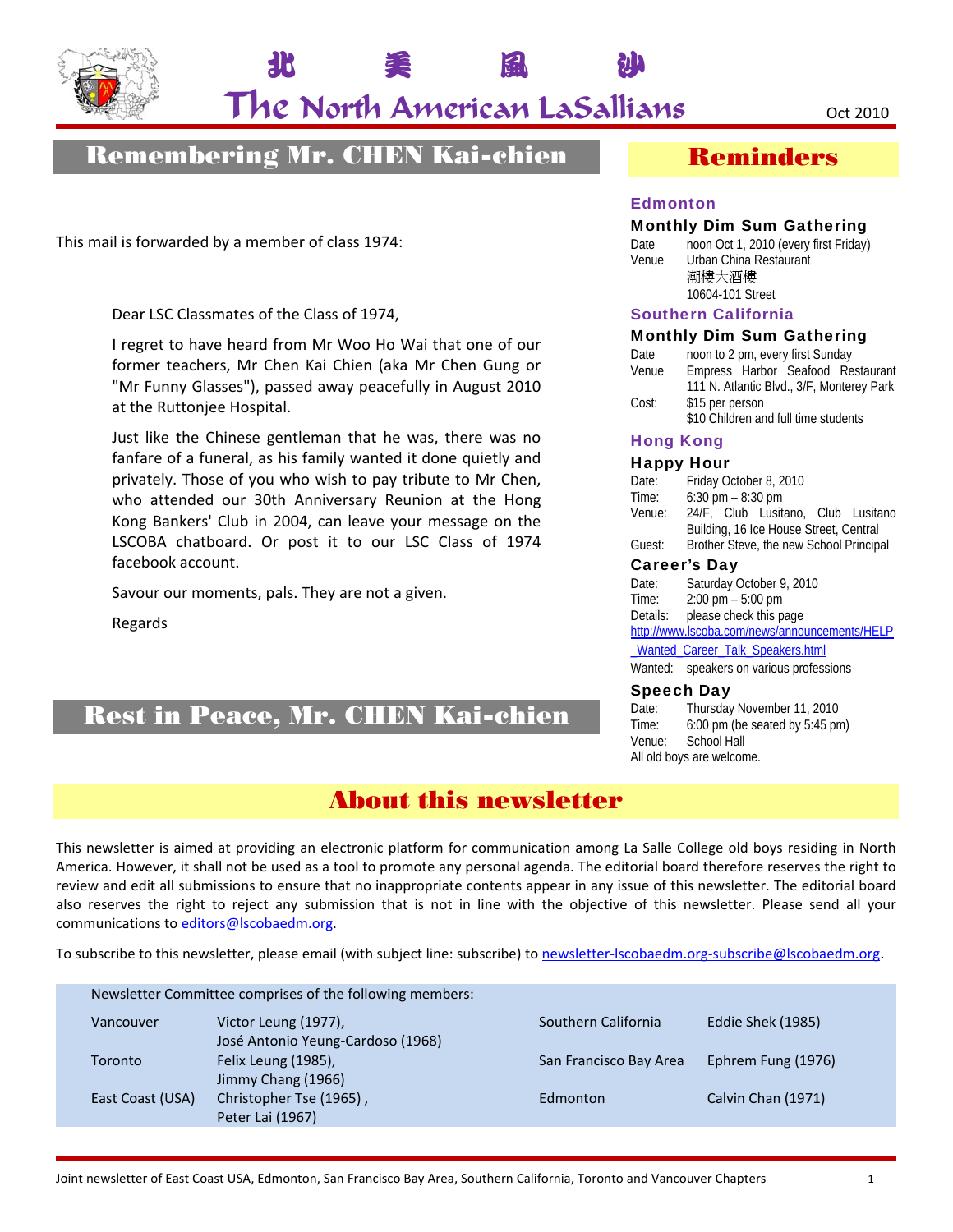# 北　美　風　沙
# The North American LaSallians

Oct 2010

## Remembering Mr. CHEN Kai-chien

This mail is forwarded by a member of class 1974:

> Dear LSC Classmates of the Class of 1974,
>
> I regret to have heard from Mr Woo Ho Wai that one of our former teachers, Mr Chen Kai Chien (aka Mr Chen Gung or "Mr Funny Glasses"), passed away peacefully in August 2010 at the Ruttonjee Hospital.
>
> Just like the Chinese gentleman that he was, there was no fanfare of a funeral, as his family wanted it done quietly and privately. Those of you who wish to pay tribute to Mr Chen, who attended our 30th Anniversary Reunion at the Hong Kong Bankers' Club in 2004, can leave your message on the LSCOBA chatboard. Or post it to our LSC Class of 1974 facebook account.
>
> Savour our moments, pals. They are not a given.
>
> Regards

## Rest in Peace, Mr. CHEN Kai-chien

## Reminders

### Edmonton

**Monthly Dim Sum Gathering**

Date: noon Oct 1, 2010 (every first Friday)
Venue: Urban China Restaurant
潮樓大酒樓
10604-101 Street

### Southern California

**Monthly Dim Sum Gathering**

Date: noon to 2 pm, every first Sunday
Venue: Empress Harbor Seafood Restaurant
111 N. Atlantic Blvd., 3/F, Monterey Park
Cost: $15 per person
$10 Children and full time students

### Hong Kong

**Happy Hour**

Date: Friday October 8, 2010
Time: 6:30 pm – 8:30 pm
Venue: 24/F, Club Lusitano, Club Lusitano Building, 16 Ice House Street, Central
Guest: Brother Steve, the new School Principal

**Career's Day**

Date: Saturday October 9, 2010
Time: 2:00 pm – 5:00 pm
Details: please check this page
http://www.lscoba.com/news/announcements/HELP_Wanted_Career_Talk_Speakers.html
Wanted: speakers on various professions

**Speech Day**

Date: Thursday November 11, 2010
Time: 6:00 pm (be seated by 5:45 pm)
Venue: School Hall
All old boys are welcome.

## About this newsletter

This newsletter is aimed at providing an electronic platform for communication among La Salle College old boys residing in North America. However, it shall not be used as a tool to promote any personal agenda. The editorial board therefore reserves the right to review and edit all submissions to ensure that no inappropriate contents appear in any issue of this newsletter. The editorial board also reserves the right to reject any submission that is not in line with the objective of this newsletter. Please send all your communications to editors@lscobaedm.org.

To subscribe to this newsletter, please email (with subject line: subscribe) to newsletter-lscobaedm.org-subscribe@lscobaedm.org.

Newsletter Committee comprises of the following members:

| | | | |
|---|---|---|---|
| Vancouver | Victor Leung (1977), José Antonio Yeung-Cardoso (1968) | Southern California | Eddie Shek (1985) |
| Toronto | Felix Leung (1985), Jimmy Chang (1966) | San Francisco Bay Area | Ephrem Fung (1976) |
| East Coast (USA) | Christopher Tse (1965) , Peter Lai (1967) | Edmonton | Calvin Chan (1971) |

Joint newsletter of East Coast USA, Edmonton, San Francisco Bay Area, Southern California, Toronto and Vancouver Chapters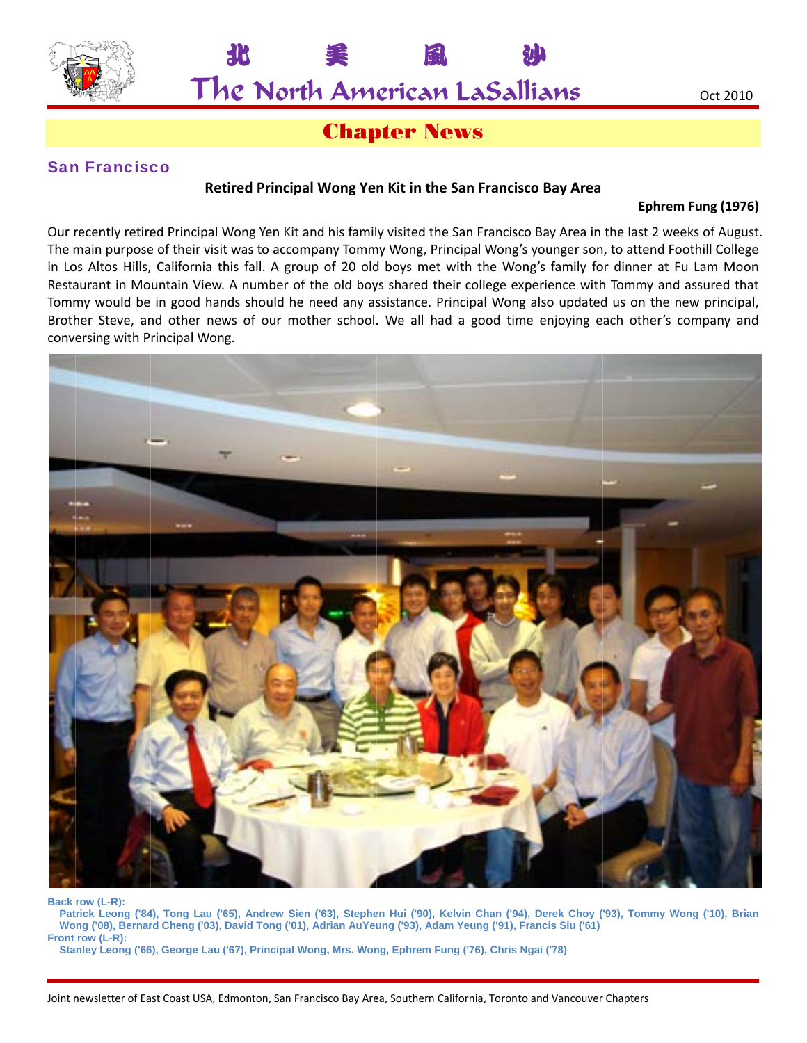# 北 美 風 沙
# The North American LaSallians

Oct 2010

## Chapter News

### San Francisco

**Retired Principal Wong Yen Kit in the San Francisco Bay Area**

**Ephrem Fung (1976)**

Our recently retired Principal Wong Yen Kit and his family visited the San Francisco Bay Area in the last 2 weeks of August. The main purpose of their visit was to accompany Tommy Wong, Principal Wong's younger son, to attend Foothill College in Los Altos Hills, California this fall. A group of 20 old boys met with the Wong's family for dinner at Fu Lam Moon Restaurant in Mountain View. A number of the old boys shared their college experience with Tommy and assured that Tommy would be in good hands should he need any assistance. Principal Wong also updated us on the new principal, Brother Steve, and other news of our mother school. We all had a good time enjoying each other's company and conversing with Principal Wong.

**Back row (L-R):**
Patrick Leong ('84), Tong Lau ('65), Andrew Sien ('63), Stephen Hui ('90), Kelvin Chan ('94), Derek Choy ('93), Tommy Wong ('10), Brian Wong ('08), Bernard Cheng ('03), David Tong ('01), Adrian AuYeung ('93), Adam Yeung ('91), Francis Siu ('61)
**Front row (L-R):**
Stanley Leong ('66), George Lau ('67), Principal Wong, Mrs. Wong, Ephrem Fung ('76), Chris Ngai ('78)

Joint newsletter of East Coast USA, Edmonton, San Francisco Bay Area, Southern California, Toronto and Vancouver Chapters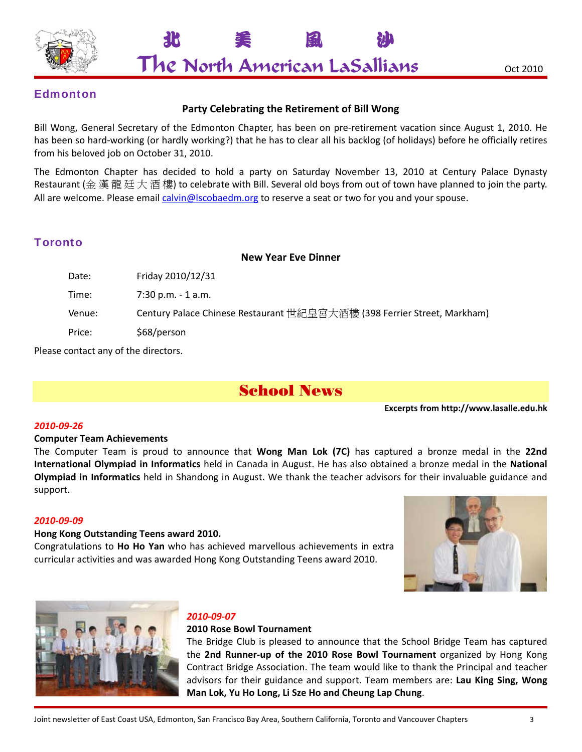## Edmonton

### Party Celebrating the Retirement of Bill Wong

Bill Wong, General Secretary of the Edmonton Chapter, has been on pre-retirement vacation since August 1, 2010. He has been so hard-working (or hardly working?) that he has to clear all his backlog (of holidays) before he officially retires from his beloved job on October 31, 2010.

The Edmonton Chapter has decided to hold a party on Saturday November 13, 2010 at Century Palace Dynasty Restaurant (金 漢 龍 廷 大 酒 樓) to celebrate with Bill. Several old boys from out of town have planned to join the party. All are welcome. Please email calvin@lscobaedm.org to reserve a seat or two for you and your spouse.

## Toronto

### New Year Eve Dinner

| | |
|---|---|
| Date: | Friday 2010/12/31 |
| Time: | 7:30 p.m. - 1 a.m. |
| Venue: | Century Palace Chinese Restaurant 世紀皇宫大酒樓 (398 Ferrier Street, Markham) |
| Price: | $68/person |

Please contact any of the directors.

# School News

**Excerpts from http://www.lasalle.edu.hk**

***2010-09-26***

**Computer Team Achievements**

The Computer Team is proud to announce that **Wong Man Lok (7C)** has captured a bronze medal in the **22nd International Olympiad in Informatics** held in Canada in August. He has also obtained a bronze medal in the **National Olympiad in Informatics** held in Shandong in August. We thank the teacher advisors for their invaluable guidance and support.

***2010-09-09***

**Hong Kong Outstanding Teens award 2010.**

Congratulations to **Ho Ho Yan** who has achieved marvellous achievements in extra curricular activities and was awarded Hong Kong Outstanding Teens award 2010.

***2010-09-07***

**2010 Rose Bowl Tournament**

The Bridge Club is pleased to announce that the School Bridge Team has captured the **2nd Runner-up of the 2010 Rose Bowl Tournament** organized by Hong Kong Contract Bridge Association. The team would like to thank the Principal and teacher advisors for their guidance and support. Team members are: **Lau King Sing, Wong Man Lok, Yu Ho Long, Li Sze Ho and Cheung Lap Chung**.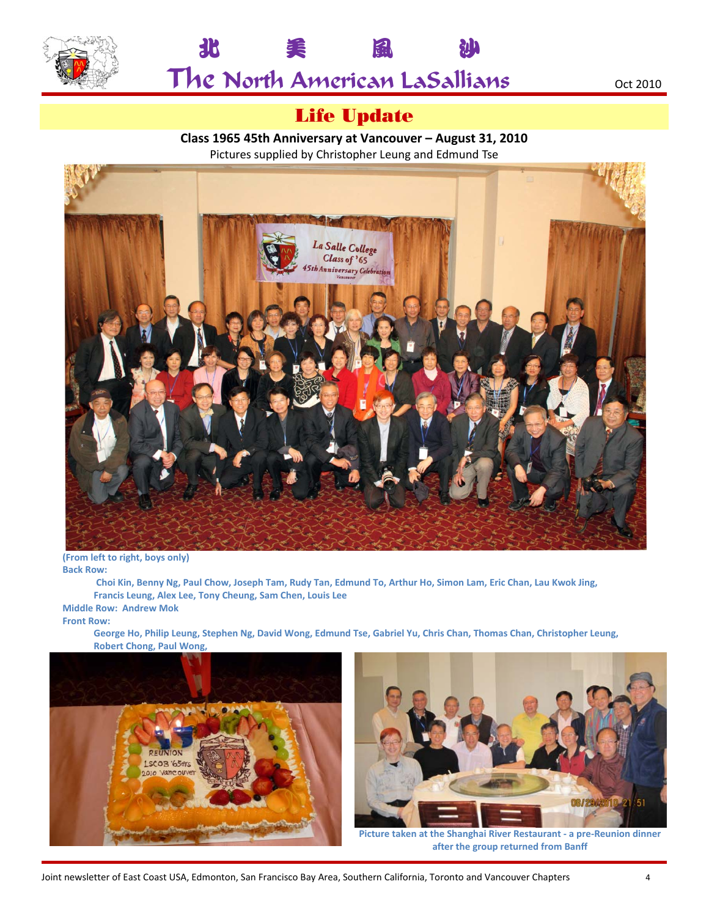# Life Update

**Class 1965 45th Anniversary at Vancouver – August 31, 2010**

Pictures supplied by Christopher Leung and Edmund Tse

**(From left to right, boys only)**

**Back Row:**

**Choi Kin, Benny Ng, Paul Chow, Joseph Tam, Rudy Tan, Edmund To, Arthur Ho, Simon Lam, Eric Chan, Lau Kwok Jing, Francis Leung, Alex Lee, Tony Cheung, Sam Chen, Louis Lee**

**Middle Row: Andrew Mok**

**Front Row:**

**George Ho, Philip Leung, Stephen Ng, David Wong, Edmund Tse, Gabriel Yu, Chris Chan, Thomas Chan, Christopher Leung, Robert Chong, Paul Wong,**

**Picture taken at the Shanghai River Restaurant - a pre-Reunion dinner after the group returned from Banff**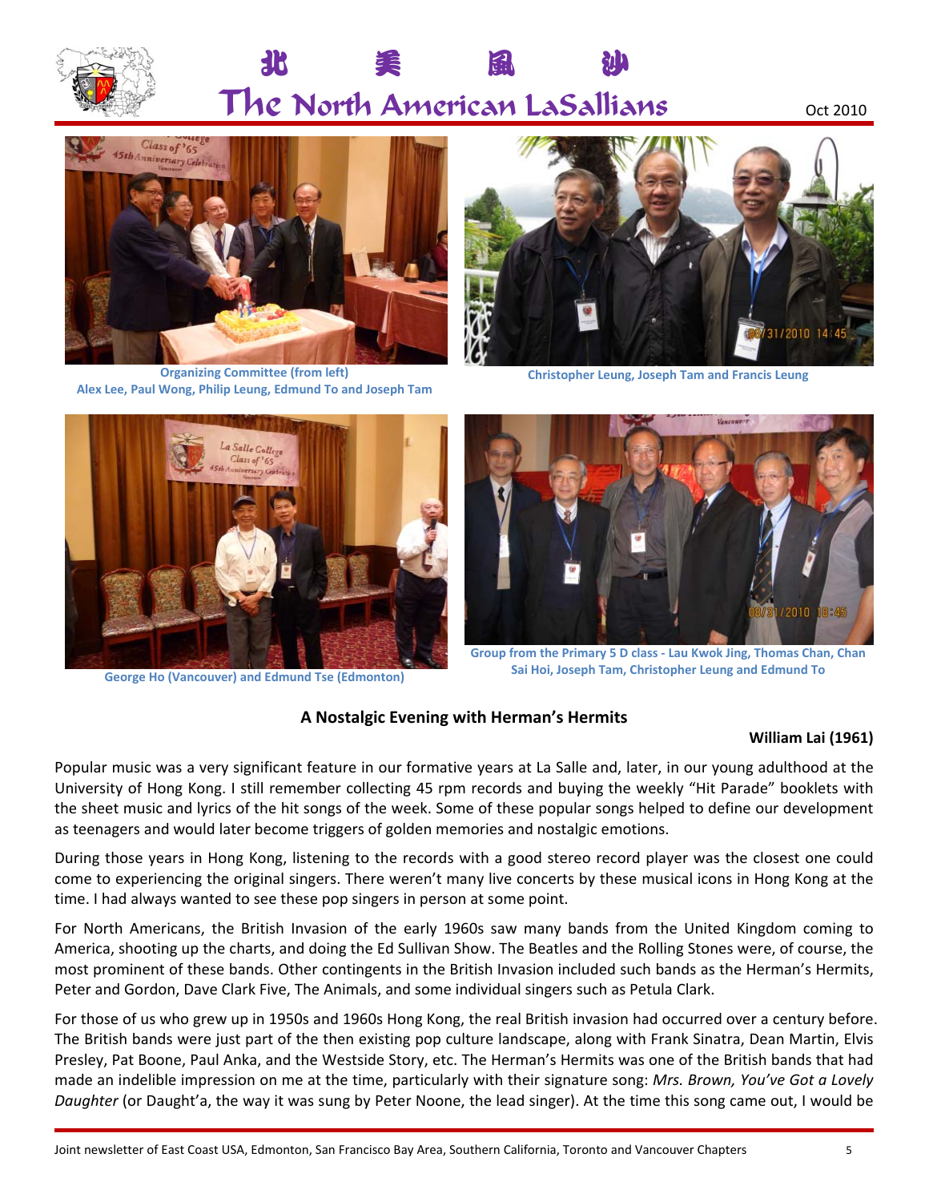Organizing Committee (from left)
Alex Lee, Paul Wong, Philip Leung, Edmund To and Joseph Tam

Christopher Leung, Joseph Tam and Francis Leung

George Ho (Vancouver) and Edmund Tse (Edmonton)

Group from the Primary 5 D class - Lau Kwok Jing, Thomas Chan, Chan Sai Hoi, Joseph Tam, Christopher Leung and Edmund To

## A Nostalgic Evening with Herman's Hermits

**William Lai (1961)**

Popular music was a very significant feature in our formative years at La Salle and, later, in our young adulthood at the University of Hong Kong. I still remember collecting 45 rpm records and buying the weekly "Hit Parade" booklets with the sheet music and lyrics of the hit songs of the week. Some of these popular songs helped to define our development as teenagers and would later become triggers of golden memories and nostalgic emotions.

During those years in Hong Kong, listening to the records with a good stereo record player was the closest one could come to experiencing the original singers. There weren't many live concerts by these musical icons in Hong Kong at the time. I had always wanted to see these pop singers in person at some point.

For North Americans, the British Invasion of the early 1960s saw many bands from the United Kingdom coming to America, shooting up the charts, and doing the Ed Sullivan Show. The Beatles and the Rolling Stones were, of course, the most prominent of these bands. Other contingents in the British Invasion included such bands as the Herman's Hermits, Peter and Gordon, Dave Clark Five, The Animals, and some individual singers such as Petula Clark.

For those of us who grew up in 1950s and 1960s Hong Kong, the real British invasion had occurred over a century before. The British bands were just part of the then existing pop culture landscape, along with Frank Sinatra, Dean Martin, Elvis Presley, Pat Boone, Paul Anka, and the Westside Story, etc. The Herman's Hermits was one of the British bands that had made an indelible impression on me at the time, particularly with their signature song: *Mrs. Brown, You've Got a Lovely Daughter* (or Daught'a, the way it was sung by Peter Noone, the lead singer). At the time this song came out, I would be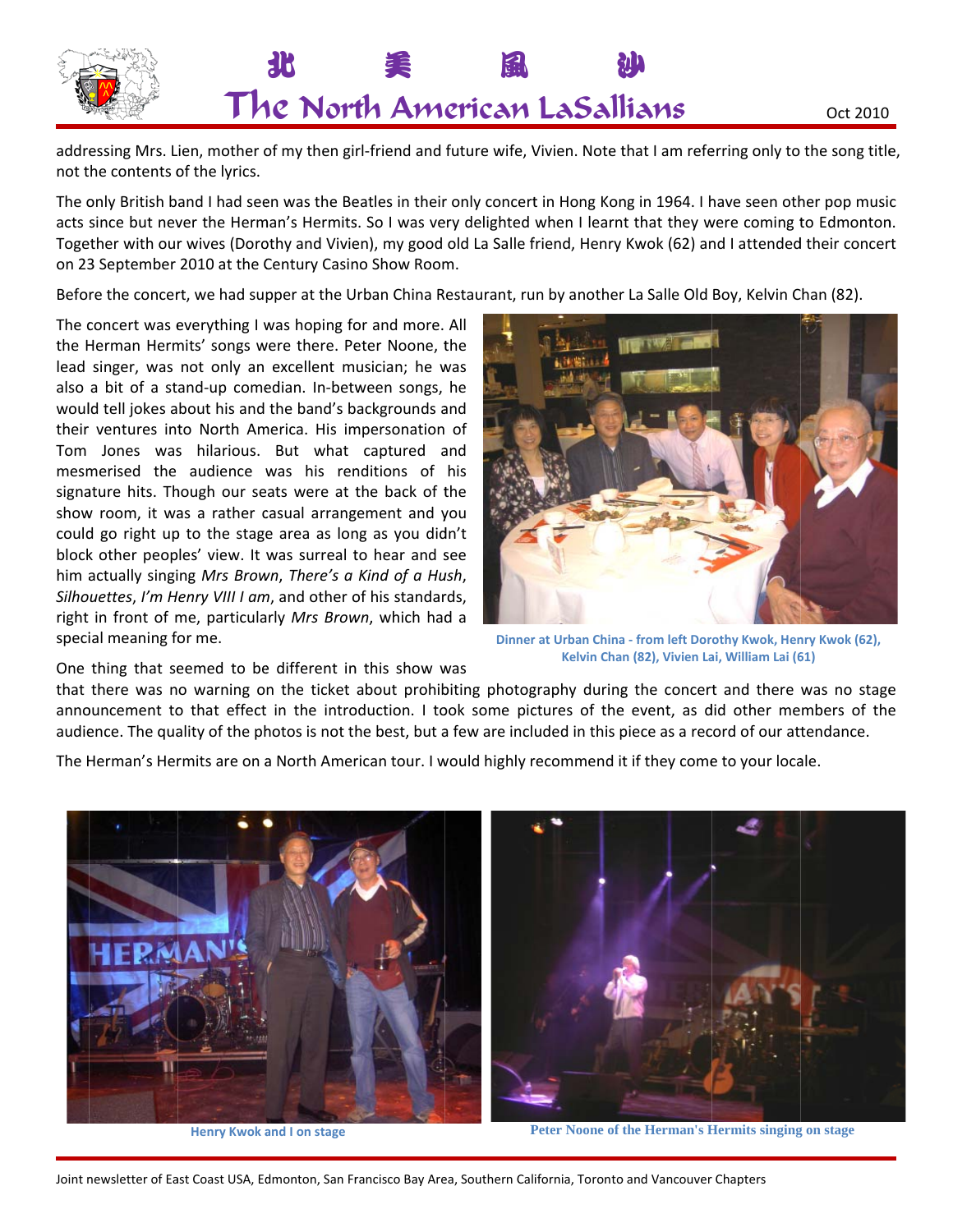addressing Mrs. Lien, mother of my then girl-friend and future wife, Vivien. Note that I am referring only to the song title, not the contents of the lyrics.

The only British band I had seen was the Beatles in their only concert in Hong Kong in 1964. I have seen other pop music acts since but never the Herman's Hermits. So I was very delighted when I learnt that they were coming to Edmonton. Together with our wives (Dorothy and Vivien), my good old La Salle friend, Henry Kwok (62) and I attended their concert on 23 September 2010 at the Century Casino Show Room.

Before the concert, we had supper at the Urban China Restaurant, run by another La Salle Old Boy, Kelvin Chan (82).

The concert was everything I was hoping for and more. All the Herman Hermits' songs were there. Peter Noone, the lead singer, was not only an excellent musician; he was also a bit of a stand-up comedian. In-between songs, he would tell jokes about his and the band's backgrounds and their ventures into North America. His impersonation of Tom Jones was hilarious. But what captured and mesmerised the audience was his renditions of his signature hits. Though our seats were at the back of the show room, it was a rather casual arrangement and you could go right up to the stage area as long as you didn't block other peoples' view. It was surreal to hear and see him actually singing *Mrs Brown*, *There's a Kind of a Hush*, *Silhouettes*, *I'm Henry VIII I am*, and other of his standards, right in front of me, particularly *Mrs Brown*, which had a special meaning for me.

Dinner at Urban China - from left Dorothy Kwok, Henry Kwok (62), Kelvin Chan (82), Vivien Lai, William Lai (61)

One thing that seemed to be different in this show was that there was no warning on the ticket about prohibiting photography during the concert and there was no stage announcement to that effect in the introduction. I took some pictures of the event, as did other members of the audience. The quality of the photos is not the best, but a few are included in this piece as a record of our attendance.

The Herman's Hermits are on a North American tour. I would highly recommend it if they come to your locale.

Henry Kwok and I on stage

Peter Noone of the Herman's Hermits singing on stage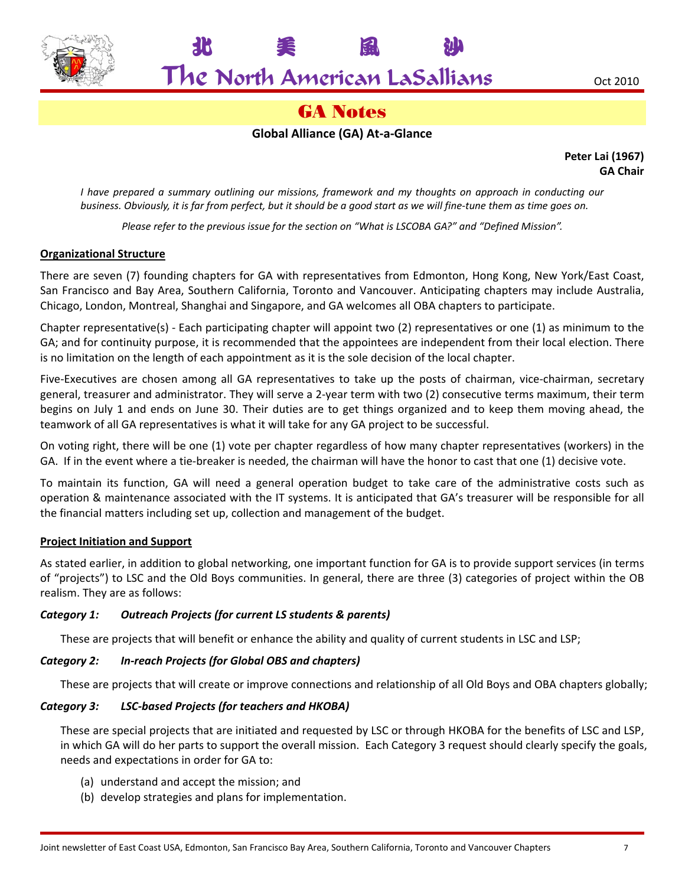# GA Notes

## Global Alliance (GA) At-a-Glance

**Peter Lai (1967)**
**GA Chair**

*I have prepared a summary outlining our missions, framework and my thoughts on approach in conducting our business. Obviously, it is far from perfect, but it should be a good start as we will fine-tune them as time goes on.*

*Please refer to the previous issue for the section on "What is LSCOBA GA?" and "Defined Mission".*

### Organizational Structure

There are seven (7) founding chapters for GA with representatives from Edmonton, Hong Kong, New York/East Coast, San Francisco and Bay Area, Southern California, Toronto and Vancouver. Anticipating chapters may include Australia, Chicago, London, Montreal, Shanghai and Singapore, and GA welcomes all OBA chapters to participate.

Chapter representative(s) - Each participating chapter will appoint two (2) representatives or one (1) as minimum to the GA; and for continuity purpose, it is recommended that the appointees are independent from their local election. There is no limitation on the length of each appointment as it is the sole decision of the local chapter.

Five-Executives are chosen among all GA representatives to take up the posts of chairman, vice-chairman, secretary general, treasurer and administrator. They will serve a 2-year term with two (2) consecutive terms maximum, their term begins on July 1 and ends on June 30. Their duties are to get things organized and to keep them moving ahead, the teamwork of all GA representatives is what it will take for any GA project to be successful.

On voting right, there will be one (1) vote per chapter regardless of how many chapter representatives (workers) in the GA. If in the event where a tie-breaker is needed, the chairman will have the honor to cast that one (1) decisive vote.

To maintain its function, GA will need a general operation budget to take care of the administrative costs such as operation & maintenance associated with the IT systems. It is anticipated that GA's treasurer will be responsible for all the financial matters including set up, collection and management of the budget.

### Project Initiation and Support

As stated earlier, in addition to global networking, one important function for GA is to provide support services (in terms of "projects") to LSC and the Old Boys communities. In general, there are three (3) categories of project within the OB realism. They are as follows:

***Category 1: Outreach Projects (for current LS students & parents)***

These are projects that will benefit or enhance the ability and quality of current students in LSC and LSP;

***Category 2: In-reach Projects (for Global OBS and chapters)***

These are projects that will create or improve connections and relationship of all Old Boys and OBA chapters globally;

***Category 3: LSC-based Projects (for teachers and HKOBA)***

These are special projects that are initiated and requested by LSC or through HKOBA for the benefits of LSC and LSP, in which GA will do her parts to support the overall mission. Each Category 3 request should clearly specify the goals, needs and expectations in order for GA to:

(a) understand and accept the mission; and
(b) develop strategies and plans for implementation.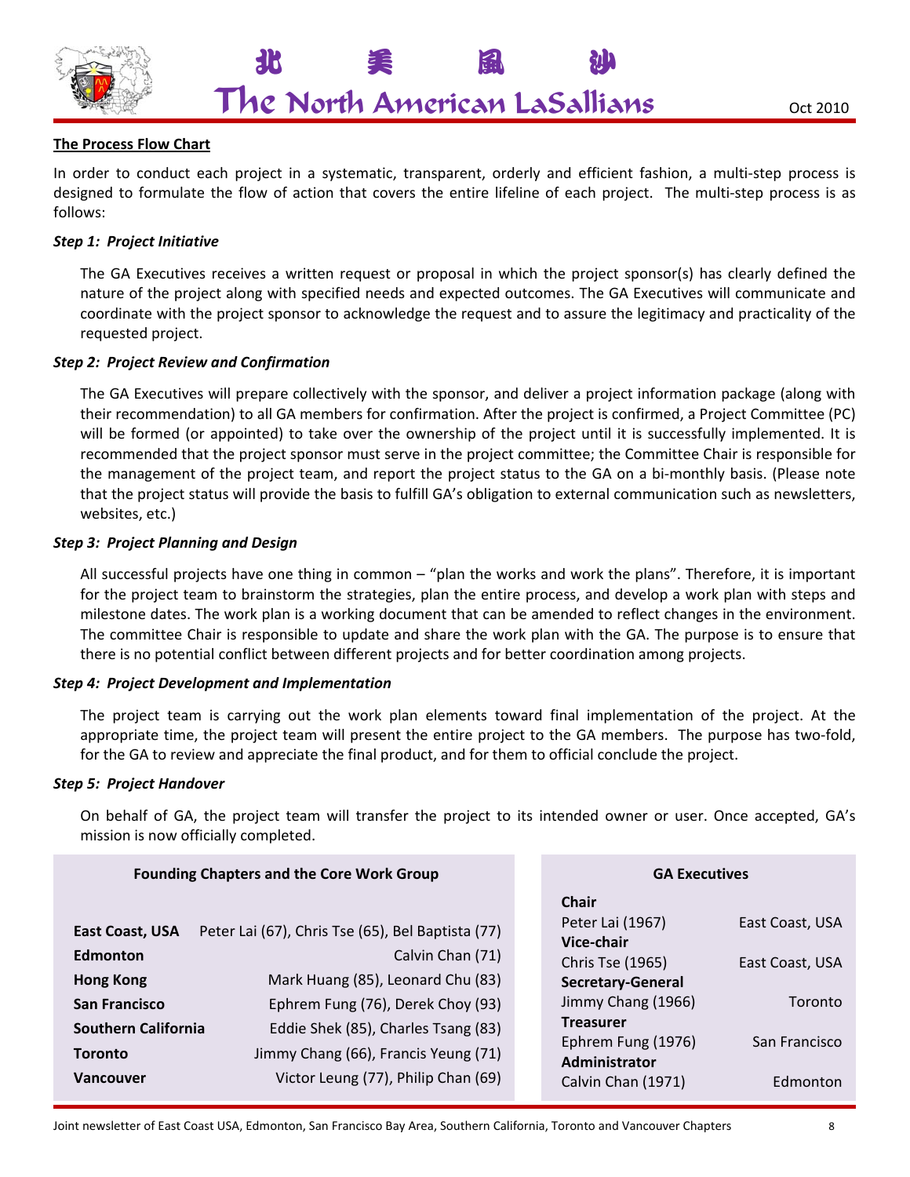## The Process Flow Chart

In order to conduct each project in a systematic, transparent, orderly and efficient fashion, a multi-step process is designed to formulate the flow of action that covers the entire lifeline of each project. The multi-step process is as follows:

### *Step 1: Project Initiative*

The GA Executives receives a written request or proposal in which the project sponsor(s) has clearly defined the nature of the project along with specified needs and expected outcomes. The GA Executives will communicate and coordinate with the project sponsor to acknowledge the request and to assure the legitimacy and practicality of the requested project.

### *Step 2: Project Review and Confirmation*

The GA Executives will prepare collectively with the sponsor, and deliver a project information package (along with their recommendation) to all GA members for confirmation. After the project is confirmed, a Project Committee (PC) will be formed (or appointed) to take over the ownership of the project until it is successfully implemented. It is recommended that the project sponsor must serve in the project committee; the Committee Chair is responsible for the management of the project team, and report the project status to the GA on a bi-monthly basis. (Please note that the project status will provide the basis to fulfill GA's obligation to external communication such as newsletters, websites, etc.)

### *Step 3: Project Planning and Design*

All successful projects have one thing in common – "plan the works and work the plans". Therefore, it is important for the project team to brainstorm the strategies, plan the entire process, and develop a work plan with steps and milestone dates. The work plan is a working document that can be amended to reflect changes in the environment. The committee Chair is responsible to update and share the work plan with the GA. The purpose is to ensure that there is no potential conflict between different projects and for better coordination among projects.

### *Step 4: Project Development and Implementation*

The project team is carrying out the work plan elements toward final implementation of the project. At the appropriate time, the project team will present the entire project to the GA members. The purpose has two-fold, for the GA to review and appreciate the final product, and for them to official conclude the project.

### *Step 5: Project Handover*

On behalf of GA, the project team will transfer the project to its intended owner or user. Once accepted, GA's mission is now officially completed.

**Founding Chapters and the Core Work Group**

| Chapter | Members |
|---|---|
| **East Coast, USA** | Peter Lai (67), Chris Tse (65), Bel Baptista (77) |
| **Edmonton** | Calvin Chan (71) |
| **Hong Kong** | Mark Huang (85), Leonard Chu (83) |
| **San Francisco** | Ephrem Fung (76), Derek Choy (93) |
| **Southern California** | Eddie Shek (85), Charles Tsang (83) |
| **Toronto** | Jimmy Chang (66), Francis Yeung (71) |
| **Vancouver** | Victor Leung (77), Philip Chan (69) |

**GA Executives**

| Position | Name | Chapter |
|---|---|---|
| **Chair** | Peter Lai (1967) | East Coast, USA |
| **Vice-chair** | Chris Tse (1965) | East Coast, USA |
| **Secretary-General** | Jimmy Chang (1966) | Toronto |
| **Treasurer** | Ephrem Fung (1976) | San Francisco |
| **Administrator** | Calvin Chan (1971) | Edmonton |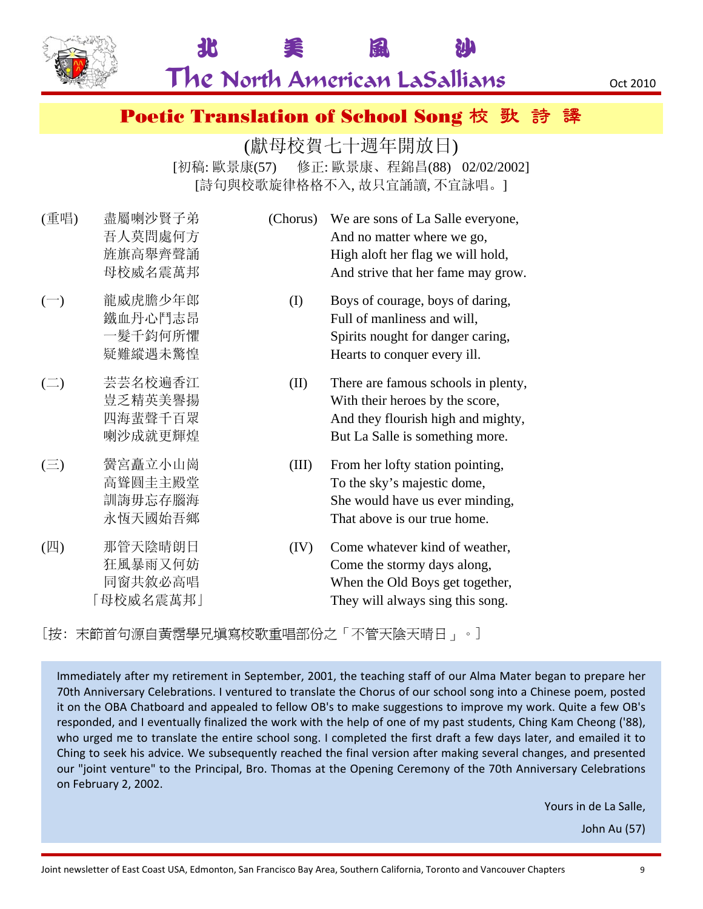# Poetic Translation of School Song 校 歌 詩 譯

(獻母校賀七十週年開放日)

[初稿: 歐景康(57)　修正: 歐景康、程錦昌(88)　02/02/2002]

[詩句與校歌旋律格格不入, 故只宜誦讀, 不宜詠唱。]

(重唱)
盡屬喇沙賢子弟
吾人莫問處何方
旌旗高舉齊聲誦
母校威名震萬邦

(一)
龍威虎膽少年郎
鐵血丹心鬥志昂
一髮千鈞何所懼
疑難縱遇未驚惶

(二)
芸芸名校遍香江
豈乏精英美譽揚
四海蜚聲千百眾
喇沙成就更輝煌

(三)
黌宮矗立小山崗
高聳圓圭主殿堂
訓誨毋忘存腦海
永恆天國始吾鄉

(四)
那管天陰晴朗日
狂風暴雨又何妨
同窗共敘必高唱
「母校威名震萬邦」

(Chorus)
We are sons of La Salle everyone,
And no matter where we go,
High aloft her flag we will hold,
And strive that her fame may grow.

(I)
Boys of courage, boys of daring,
Full of manliness and will,
Spirits nought for danger caring,
Hearts to conquer every ill.

(II)
There are famous schools in plenty,
With their heroes by the score,
And they flourish high and mighty,
But La Salle is something more.

(III)
From her lofty station pointing,
To the sky's majestic dome,
She would have us ever minding,
That above is our true home.

(IV)
Come whatever kind of weather,
Come the stormy days along,
When the Old Boys get together,
They will always sing this song.

［按: 末節首句源自黃霑學兄填寫校歌重唱部份之「不管天陰天晴日」。］

Immediately after my retirement in September, 2001, the teaching staff of our Alma Mater began to prepare her 70th Anniversary Celebrations. I ventured to translate the Chorus of our school song into a Chinese poem, posted it on the OBA Chatboard and appealed to fellow OB's to make suggestions to improve my work. Quite a few OB's responded, and I eventually finalized the work with the help of one of my past students, Ching Kam Cheong ('88), who urged me to translate the entire school song. I completed the first draft a few days later, and emailed it to Ching to seek his advice. We subsequently reached the final version after making several changes, and presented our "joint venture" to the Principal, Bro. Thomas at the Opening Ceremony of the 70th Anniversary Celebrations on February 2, 2002.

Yours in de La Salle,

John Au (57)